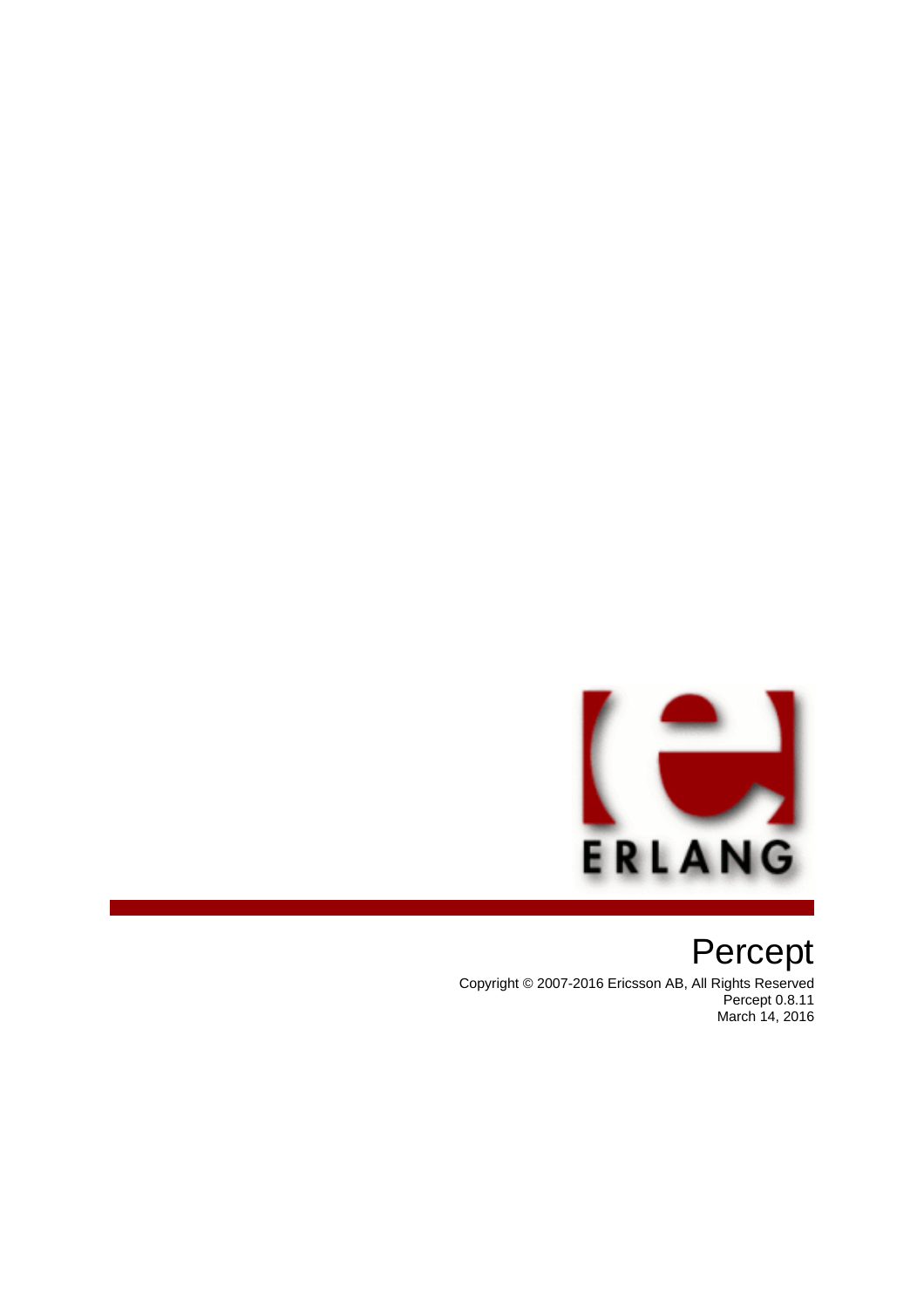# Percept

Copyright © 2007-2016 Ericsson AB, All Rights Reserved
Percept 0.8.11
March 14, 2016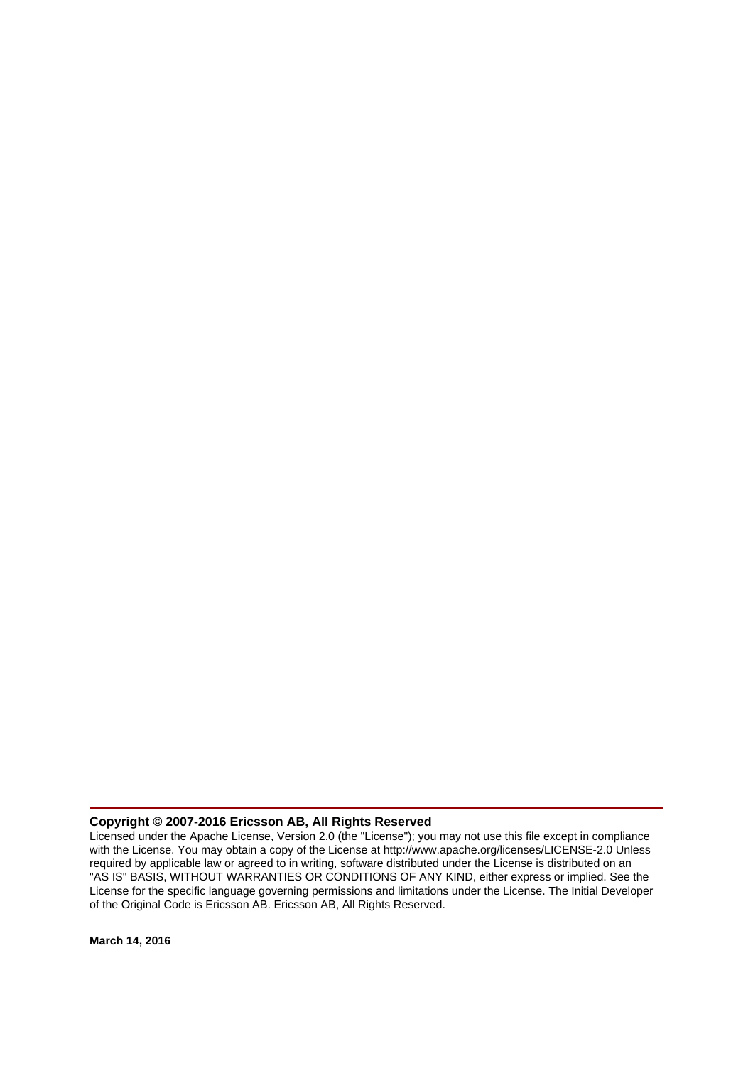**Copyright © 2007-2016 Ericsson AB, All Rights Reserved**

Licensed under the Apache License, Version 2.0 (the "License"); you may not use this file except in compliance with the License. You may obtain a copy of the License at http://www.apache.org/licenses/LICENSE-2.0 Unless required by applicable law or agreed to in writing, software distributed under the License is distributed on an "AS IS" BASIS, WITHOUT WARRANTIES OR CONDITIONS OF ANY KIND, either express or implied. See the License for the specific language governing permissions and limitations under the License. The Initial Developer of the Original Code is Ericsson AB. Ericsson AB, All Rights Reserved.

**March 14, 2016**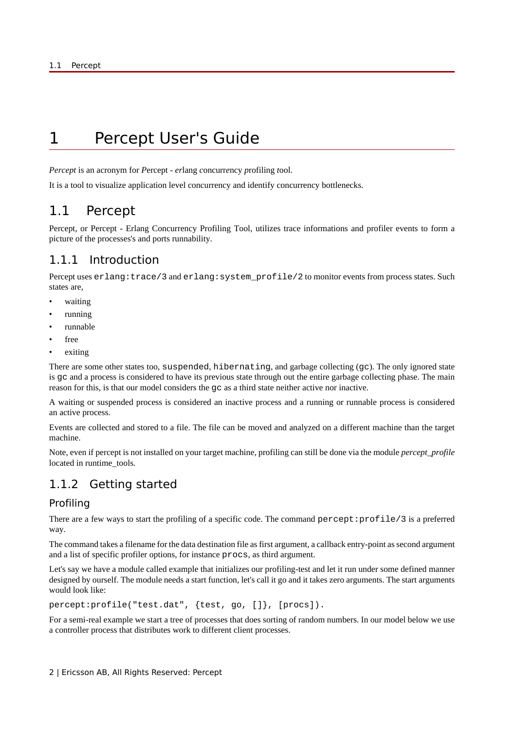# 1 Percept User's Guide

*Percept* is an acronym for *P*ercept - *er*lang *c*oncurr*e*ncy *p*rofiling *t*ool.

It is a tool to visualize application level concurrency and identify concurrency bottlenecks.

## 1.1 Percept

Percept, or Percept - Erlang Concurrency Profiling Tool, utilizes trace informations and profiler events to form a picture of the processes's and ports runnability.

### 1.1.1 Introduction

Percept uses `erlang:trace/3` and `erlang:system_profile/2` to monitor events from process states. Such states are,

- waiting
- running
- runnable
- free
- exiting

There are some other states too, `suspended`, `hibernating`, and garbage collecting (`gc`). The only ignored state is `gc` and a process is considered to have its previous state through out the entire garbage collecting phase. The main reason for this, is that our model considers the `gc` as a third state neither active nor inactive.

A waiting or suspended process is considered an inactive process and a running or runnable process is considered an active process.

Events are collected and stored to a file. The file can be moved and analyzed on a different machine than the target machine.

Note, even if percept is not installed on your target machine, profiling can still be done via the module *percept_profile* located in runtime_tools.

### 1.1.2 Getting started

#### Profiling

There are a few ways to start the profiling of a specific code. The command `percept:profile/3` is a preferred way.

The command takes a filename for the data destination file as first argument, a callback entry-point as second argument and a list of specific profiler options, for instance `procs`, as third argument.

Let's say we have a module called example that initializes our profiling-test and let it run under some defined manner designed by ourself. The module needs a start function, let's call it go and it takes zero arguments. The start arguments would look like:

```
percept:profile("test.dat", {test, go, []}, [procs]).
```

For a semi-real example we start a tree of processes that does sorting of random numbers. In our model below we use a controller process that distributes work to different client processes.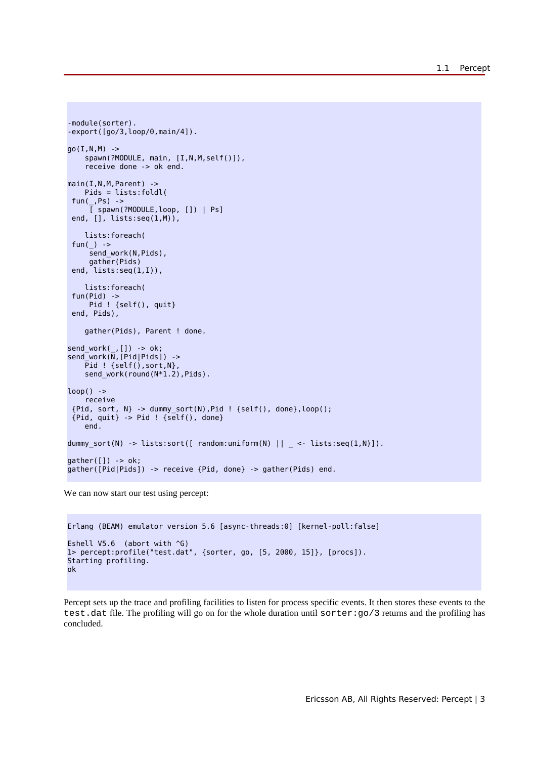```
-module(sorter).
-export([go/3,loop/0,main/4]).

go(I,N,M) ->
    spawn(?MODULE, main, [I,N,M,self()]),
    receive done -> ok end.

main(I,N,M,Parent) ->
    Pids = lists:foldl(
 fun(_,Ps) ->
     [ spawn(?MODULE,loop, []) | Ps]
 end, [], lists:seq(1,M)),

    lists:foreach(
 fun(_) ->
     send_work(N,Pids),
     gather(Pids)
 end, lists:seq(1,I)),

    lists:foreach(
 fun(Pid) ->
     Pid ! {self(), quit}
 end, Pids),

    gather(Pids), Parent ! done.

send_work(_,[]) -> ok;
send_work(N,[Pid|Pids]) ->
    Pid ! {self(),sort,N},
    send_work(round(N*1.2),Pids).

loop() ->
    receive
 {Pid, sort, N} -> dummy_sort(N),Pid ! {self(), done},loop();
 {Pid, quit} -> Pid ! {self(), done}
    end.

dummy_sort(N) -> lists:sort([ random:uniform(N) || _ <- lists:seq(1,N)]).

gather([]) -> ok;
gather([Pid|Pids]) -> receive {Pid, done} -> gather(Pids) end.
```

We can now start our test using percept:

```
Erlang (BEAM) emulator version 5.6 [async-threads:0] [kernel-poll:false]

Eshell V5.6  (abort with ^G)
1> percept:profile("test.dat", {sorter, go, [5, 2000, 15]}, [procs]).
Starting profiling.
ok
```

Percept sets up the trace and profiling facilities to listen for process specific events. It then stores these events to the `test.dat` file. The profiling will go on for the whole duration until `sorter:go/3` returns and the profiling has concluded.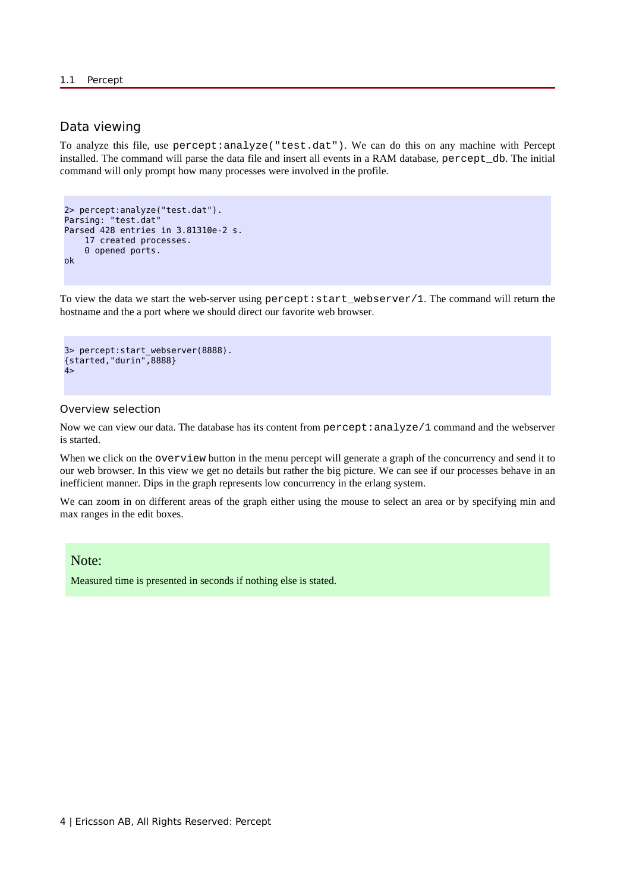## Data viewing

To analyze this file, use `percept:analyze("test.dat")`. We can do this on any machine with Percept installed. The command will parse the data file and insert all events in a RAM database, `percept_db`. The initial command will only prompt how many processes were involved in the profile.

```
2> percept:analyze("test.dat").
Parsing: "test.dat"
Parsed 428 entries in 3.81310e-2 s.
    17 created processes.
    0 opened ports.
ok
```

To view the data we start the web-server using `percept:start_webserver/1`. The command will return the hostname and the a port where we should direct our favorite web browser.

```
3> percept:start_webserver(8888).
{started,"durin",8888}
4>
```

### Overview selection

Now we can view our data. The database has its content from `percept:analyze/1` command and the webserver is started.

When we click on the `overview` button in the menu percept will generate a graph of the concurrency and send it to our web browser. In this view we get no details but rather the big picture. We can see if our processes behave in an inefficient manner. Dips in the graph represents low concurrency in the erlang system.

We can zoom in on different areas of the graph either using the mouse to select an area or by specifying min and max ranges in the edit boxes.

> **Note:**
>
> Measured time is presented in seconds if nothing else is stated.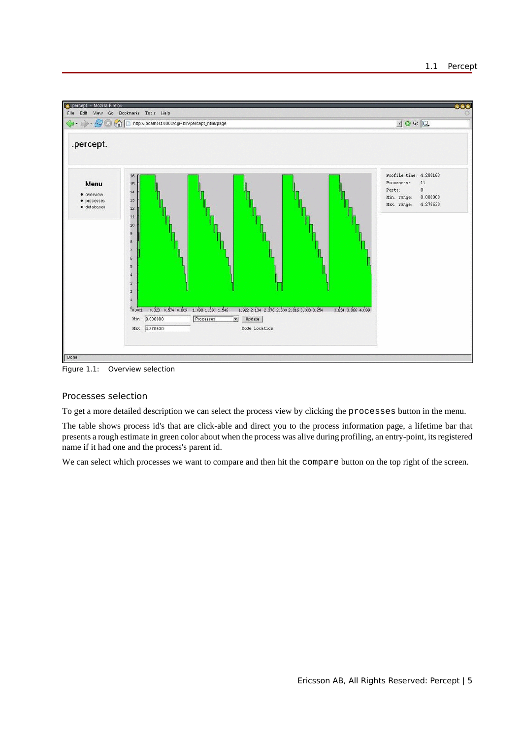Figure 1.1: Overview selection

### Processes selection

To get a more detailed description we can select the process view by clicking the `processes` button in the menu.

The table shows process id's that are click-able and direct you to the process information page, a lifetime bar that presents a rough estimate in green color about when the process was alive during profiling, an entry-point, its registered name if it had one and the process's parent id.

We can select which processes we want to compare and then hit the `compare` button on the top right of the screen.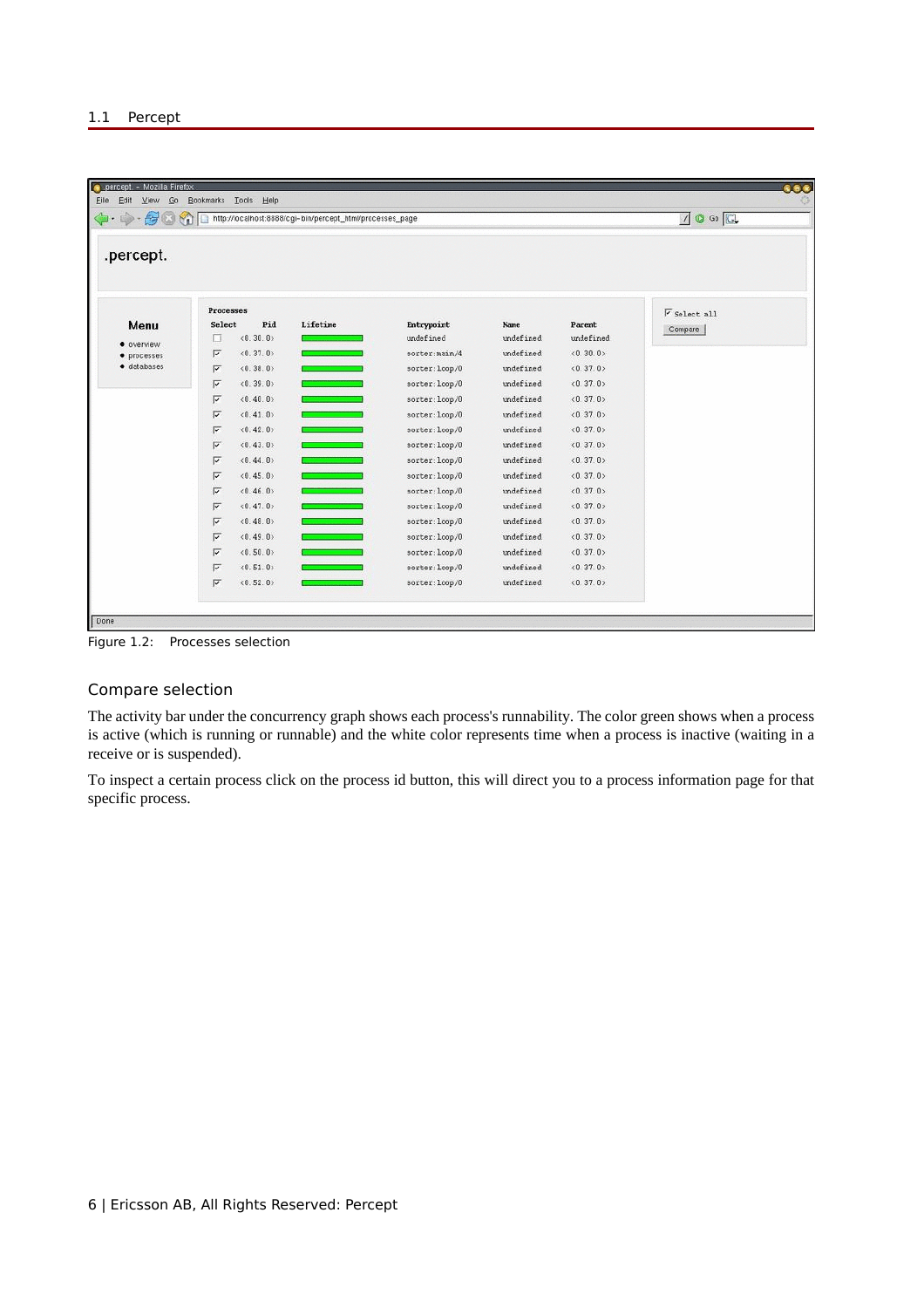Figure 1.2: Processes selection

## Compare selection

The activity bar under the concurrency graph shows each process's runnability. The color green shows when a process is active (which is running or runnable) and the white color represents time when a process is inactive (waiting in a receive or is suspended).

To inspect a certain process click on the process id button, this will direct you to a process information page for that specific process.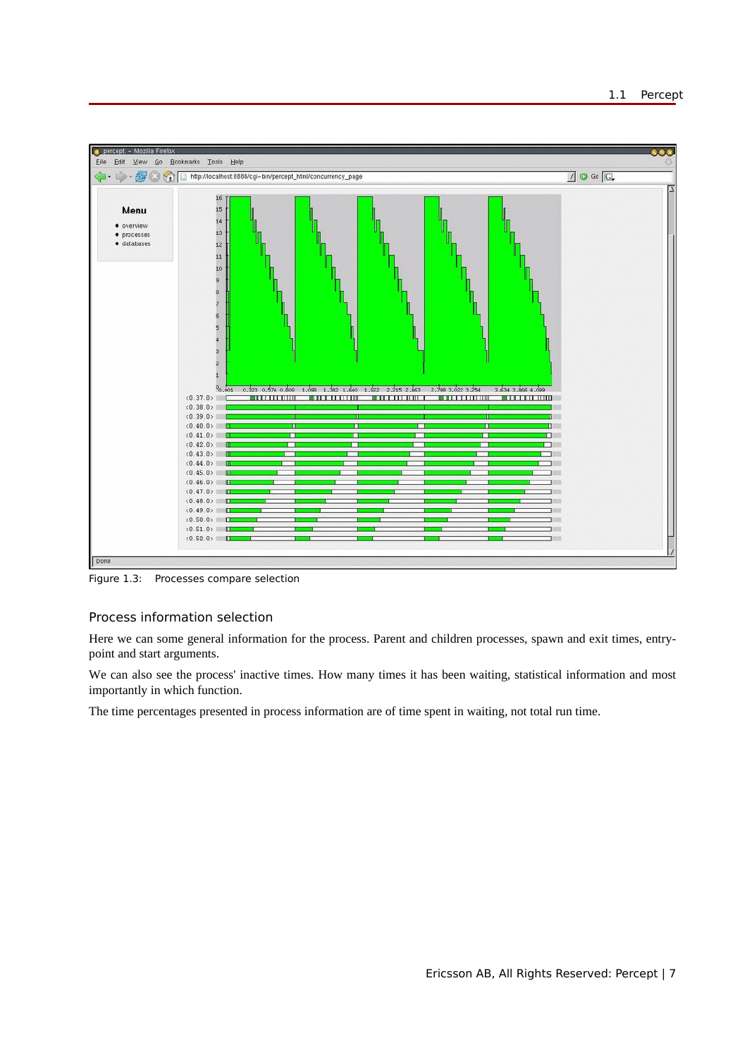Figure 1.3: Processes compare selection

### Process information selection

Here we can some general information for the process. Parent and children processes, spawn and exit times, entry-point and start arguments.

We can also see the process' inactive times. How many times it has been waiting, statistical information and most importantly in which function.

The time percentages presented in process information are of time spent in waiting, not total run time.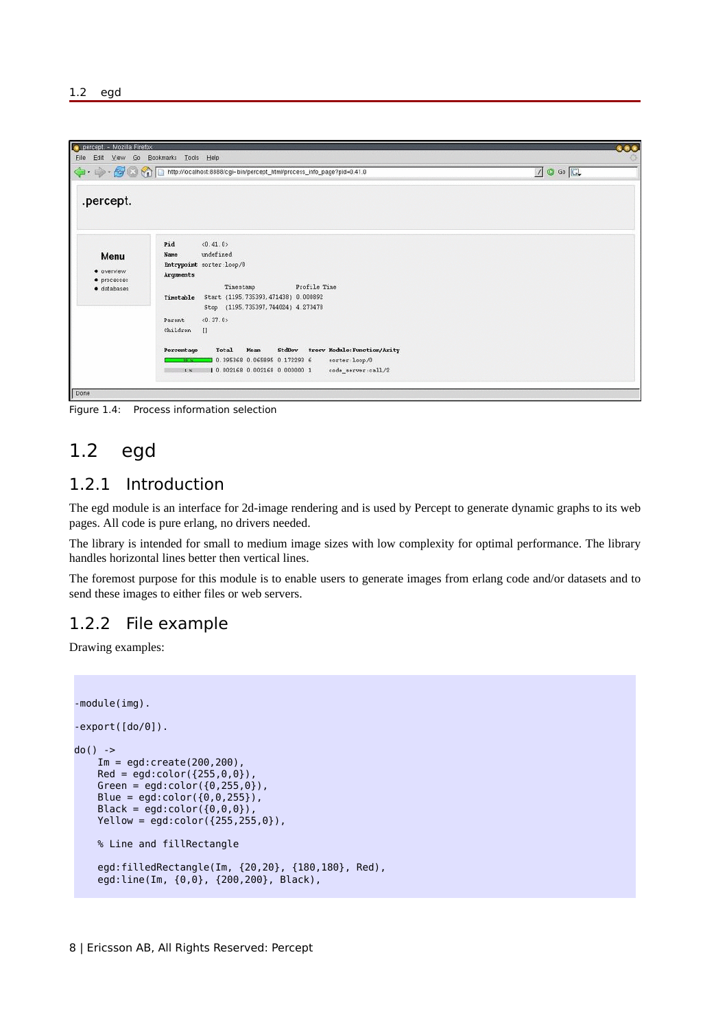Figure 1.4: Process information selection

## 1.2 egd

### 1.2.1 Introduction

The egd module is an interface for 2d-image rendering and is used by Percept to generate dynamic graphs to its web pages. All code is pure erlang, no drivers needed.

The library is intended for small to medium image sizes with low complexity for optimal performance. The library handles horizontal lines better then vertical lines.

The foremost purpose for this module is to enable users to generate images from erlang code and/or datasets and to send these images to either files or web servers.

### 1.2.2 File example

Drawing examples:

```
-module(img).

-export([do/0]).

do() ->
    Im = egd:create(200,200),
    Red = egd:color({255,0,0}),
    Green = egd:color({0,255,0}),
    Blue = egd:color({0,0,255}),
    Black = egd:color({0,0,0}),
    Yellow = egd:color({255,255,0}),

    % Line and fillRectangle

    egd:filledRectangle(Im, {20,20}, {180,180}, Red),
    egd:line(Im, {0,0}, {200,200}, Black),
```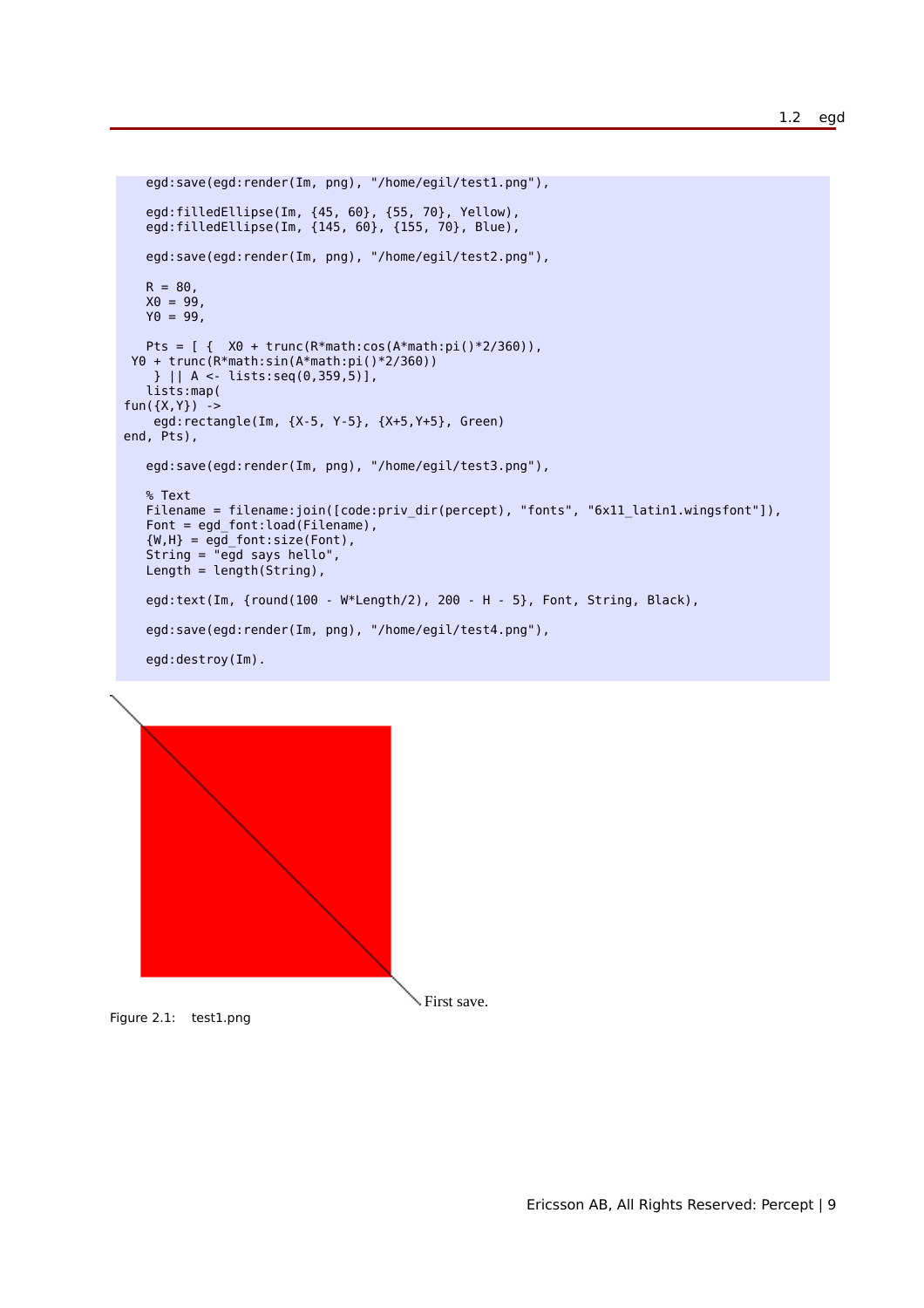```
    egd:save(egd:render(Im, png), "/home/egil/test1.png"),

    egd:filledEllipse(Im, {45, 60}, {55, 70}, Yellow),
    egd:filledEllipse(Im, {145, 60}, {155, 70}, Blue),

    egd:save(egd:render(Im, png), "/home/egil/test2.png"),

    R = 80,
    X0 = 99,
    Y0 = 99,

    Pts = [ {  X0 + trunc(R*math:cos(A*math:pi()*2/360)),
  Y0 + trunc(R*math:sin(A*math:pi()*2/360))
     } || A <- lists:seq(0,359,5)],
    lists:map(
 fun({X,Y}) ->
     egd:rectangle(Im, {X-5, Y-5}, {X+5,Y+5}, Green)
 end, Pts),

    egd:save(egd:render(Im, png), "/home/egil/test3.png"),

    % Text
    Filename = filename:join([code:priv_dir(percept), "fonts", "6x11_latin1.wingsfont"]),
    Font = egd_font:load(Filename),
    {W,H} = egd_font:size(Font),
    String = "egd says hello",
    Length = length(String),

    egd:text(Im, {round(100 - W*Length/2), 200 - H - 5}, Font, String, Black),

    egd:save(egd:render(Im, png), "/home/egil/test4.png"),

    egd:destroy(Im).
```

First save.

Figure 2.1: test1.png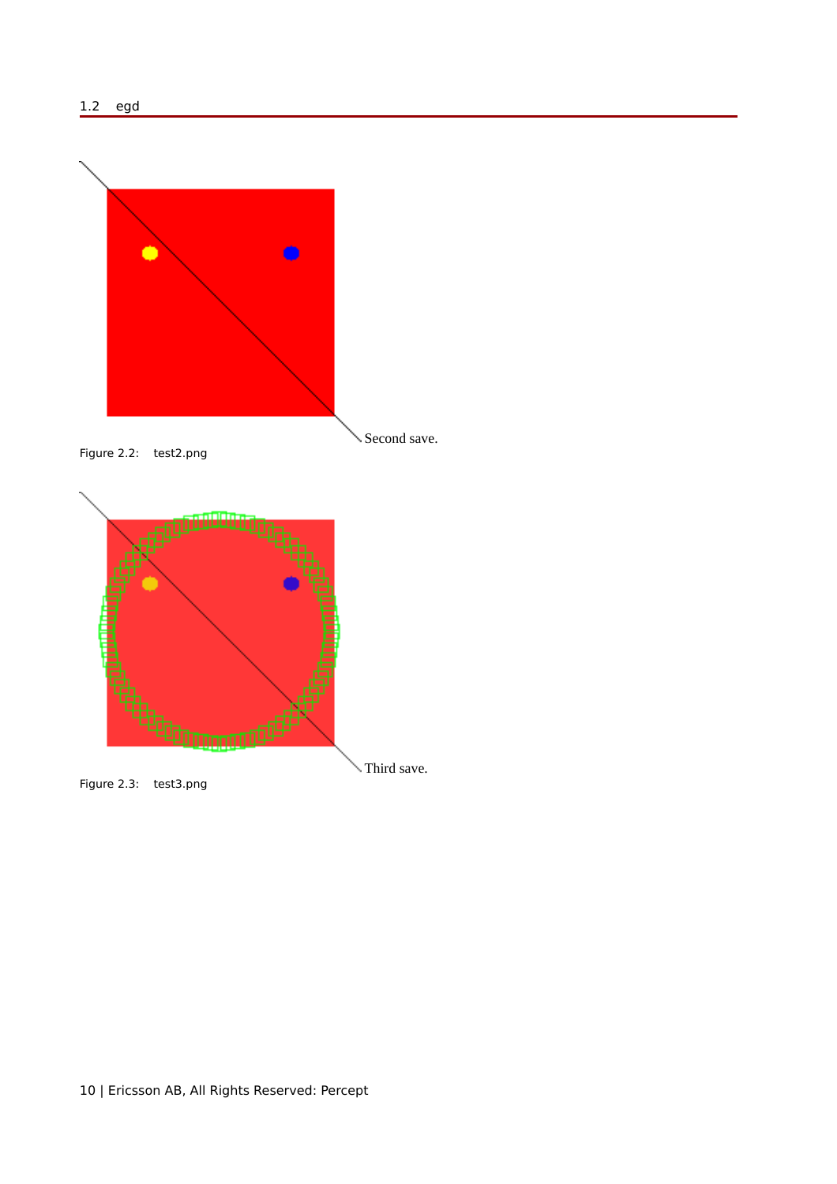Second save.

Figure 2.2: test2.png

Third save.

Figure 2.3: test3.png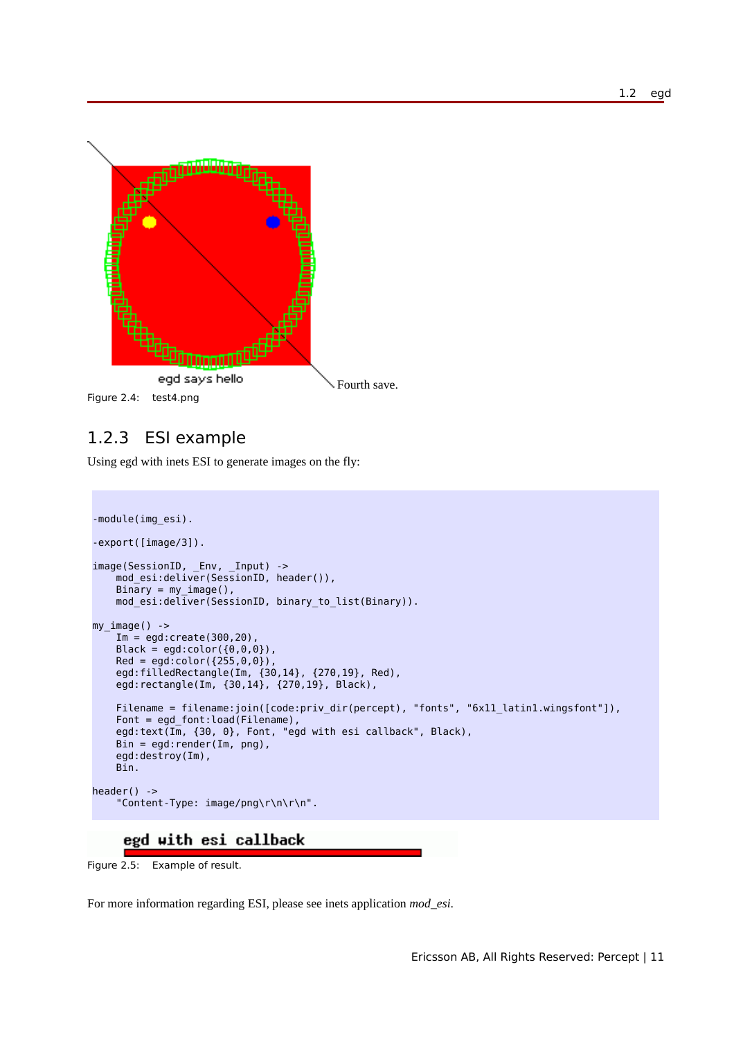egd says hello

Fourth save.

Figure 2.4: test4.png

### 1.2.3 ESI example

Using egd with inets ESI to generate images on the fly:

```
-module(img_esi).

-export([image/3]).

image(SessionID, _Env, _Input) ->
    mod_esi:deliver(SessionID, header()),
    Binary = my_image(),
    mod_esi:deliver(SessionID, binary_to_list(Binary)).

my_image() ->
    Im = egd:create(300,20),
    Black = egd:color({0,0,0}),
    Red = egd:color({255,0,0}),
    egd:filledRectangle(Im, {30,14}, {270,19}, Red),
    egd:rectangle(Im, {30,14}, {270,19}, Black),

    Filename = filename:join([code:priv_dir(percept), "fonts", "6x11_latin1.wingsfont"]),
    Font = egd_font:load(Filename),
    egd:text(Im, {30, 0}, Font, "egd with esi callback", Black),
    Bin = egd:render(Im, png),
    egd:destroy(Im),
    Bin.

header() ->
    "Content-Type: image/png\r\n\r\n".
```

egd with esi callback

Figure 2.5: Example of result.

For more information regarding ESI, please see inets application *mod_esi*.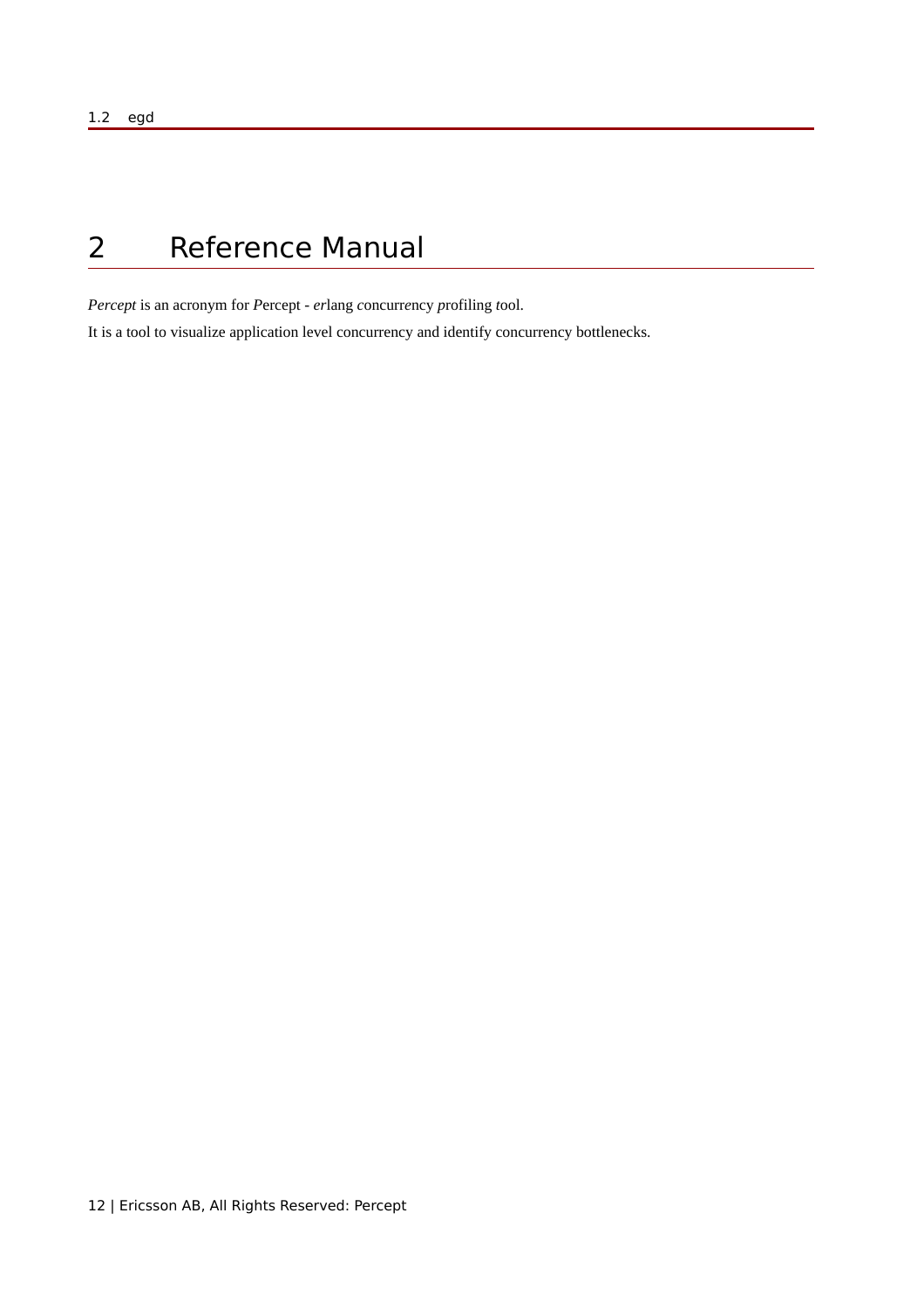# 2 Reference Manual

*Percept* is an acronym for *P*ercept - *er*lang *c*oncurr*e*ncy *p*rofiling *t*ool.

It is a tool to visualize application level concurrency and identify concurrency bottlenecks.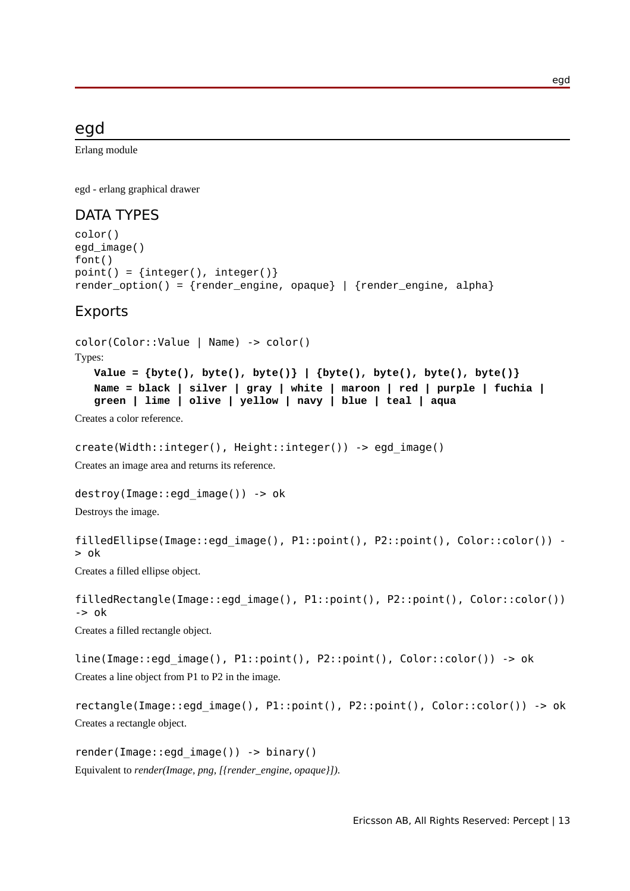# egd

Erlang module

egd - erlang graphical drawer

## DATA TYPES

```
color()
egd_image()
font()
point() = {integer(), integer()}
render_option() = {render_engine, opaque} | {render_engine, alpha}
```

## Exports

```
color(Color::Value | Name) -> color()
```

Types:

**Value = {byte(), byte(), byte()} | {byte(), byte(), byte(), byte()}**

**Name = black | silver | gray | white | maroon | red | purple | fuchia | green | lime | olive | yellow | navy | blue | teal | aqua**

Creates a color reference.

```
create(Width::integer(), Height::integer()) -> egd_image()
```

Creates an image area and returns its reference.

```
destroy(Image::egd_image()) -> ok
```

Destroys the image.

```
filledEllipse(Image::egd_image(), P1::point(), P2::point(), Color::color()) -> ok
```

Creates a filled ellipse object.

```
filledRectangle(Image::egd_image(), P1::point(), P2::point(), Color::color()) -> ok
```

Creates a filled rectangle object.

```
line(Image::egd_image(), P1::point(), P2::point(), Color::color()) -> ok
```

Creates a line object from P1 to P2 in the image.

```
rectangle(Image::egd_image(), P1::point(), P2::point(), Color::color()) -> ok
```

Creates a rectangle object.

```
render(Image::egd_image()) -> binary()
```

Equivalent to *render(Image, png, [{render_engine, opaque}])*.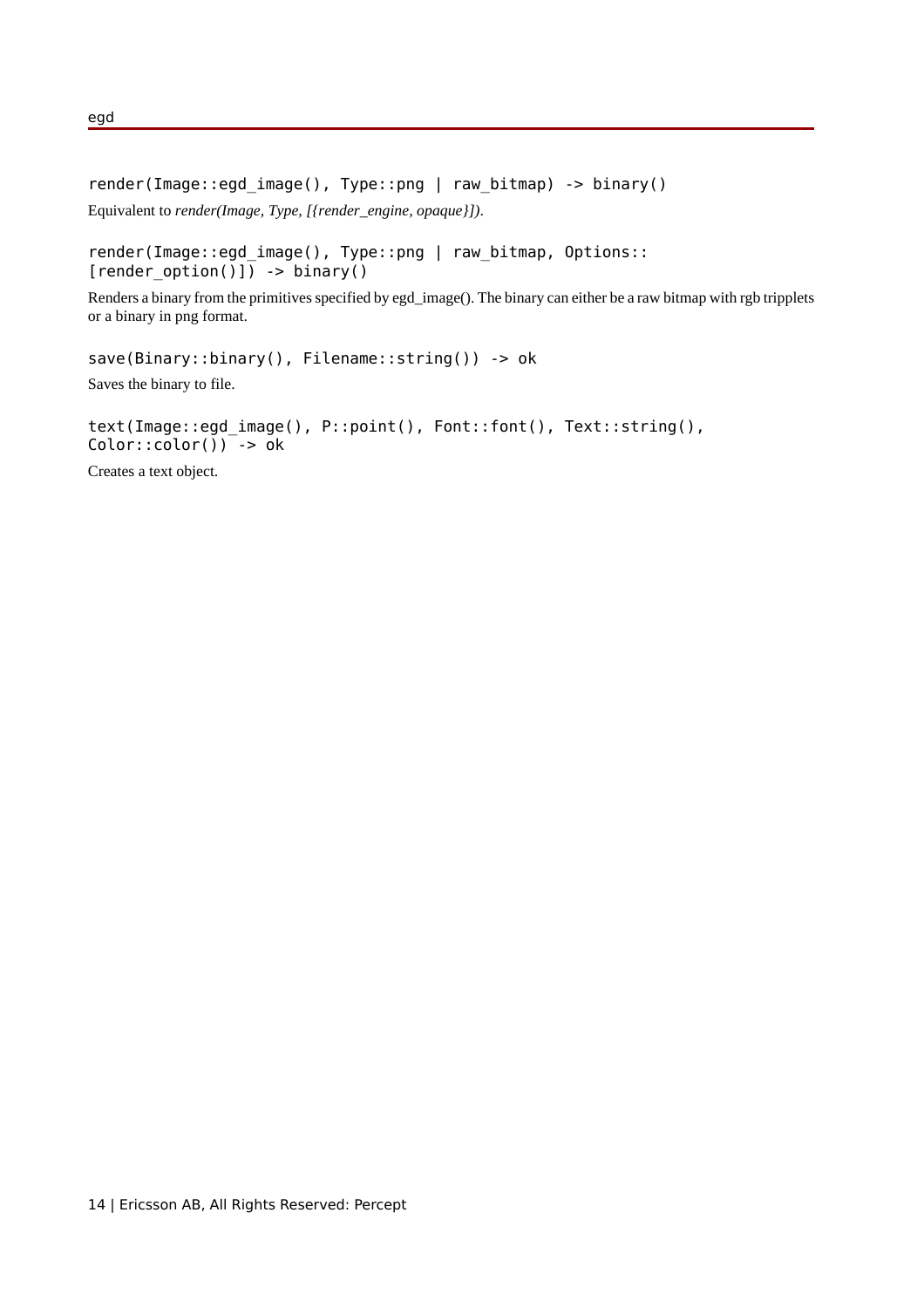```
render(Image::egd_image(), Type::png | raw_bitmap) -> binary()
```

Equivalent to *render(Image, Type, [{render_engine, opaque}])*.

```
render(Image::egd_image(), Type::png | raw_bitmap, Options::
[render_option()]) -> binary()
```

Renders a binary from the primitives specified by egd_image(). The binary can either be a raw bitmap with rgb tripplets or a binary in png format.

```
save(Binary::binary(), Filename::string()) -> ok
```

Saves the binary to file.

```
text(Image::egd_image(), P::point(), Font::font(), Text::string(),
Color::color()) -> ok
```

Creates a text object.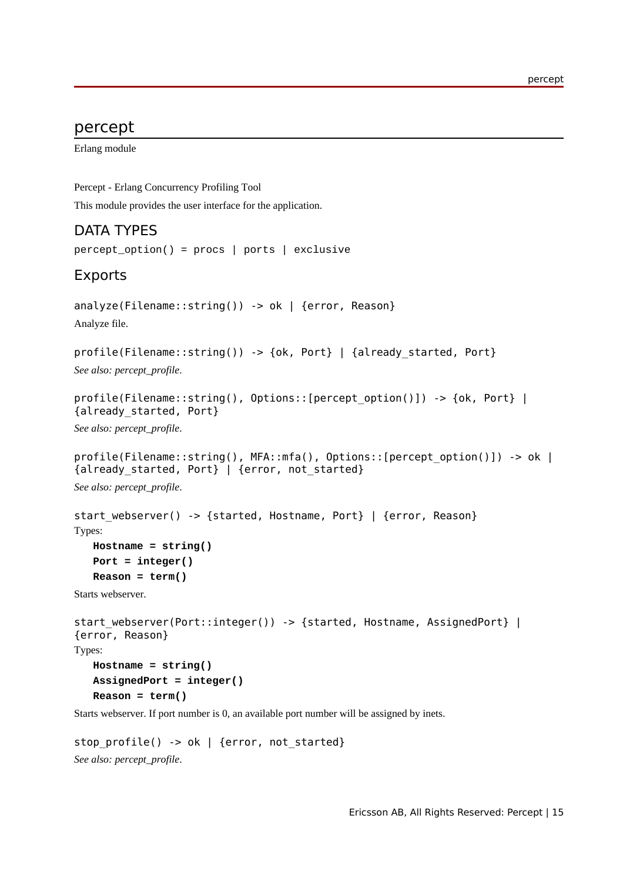# percept

Erlang module

Percept - Erlang Concurrency Profiling Tool

This module provides the user interface for the application.

## DATA TYPES

```
percept_option() = procs | ports | exclusive
```

## Exports

```
analyze(Filename::string()) -> ok | {error, Reason}
```

Analyze file.

```
profile(Filename::string()) -> {ok, Port} | {already_started, Port}
```

*See also: percept_profile.*

```
profile(Filename::string(), Options::[percept_option()]) -> {ok, Port} |
{already_started, Port}
```

*See also: percept_profile.*

```
profile(Filename::string(), MFA::mfa(), Options::[percept_option()]) -> ok |
{already_started, Port} | {error, not_started}
```

*See also: percept_profile.*

```
start_webserver() -> {started, Hostname, Port} | {error, Reason}
```

Types:

**`Hostname = string()`**
**`Port = integer()`**
**`Reason = term()`**

Starts webserver.

```
start_webserver(Port::integer()) -> {started, Hostname, AssignedPort} |
{error, Reason}
```

Types:

**`Hostname = string()`**
**`AssignedPort = integer()`**
**`Reason = term()`**

Starts webserver. If port number is 0, an available port number will be assigned by inets.

```
stop_profile() -> ok | {error, not_started}
```

*See also: percept_profile.*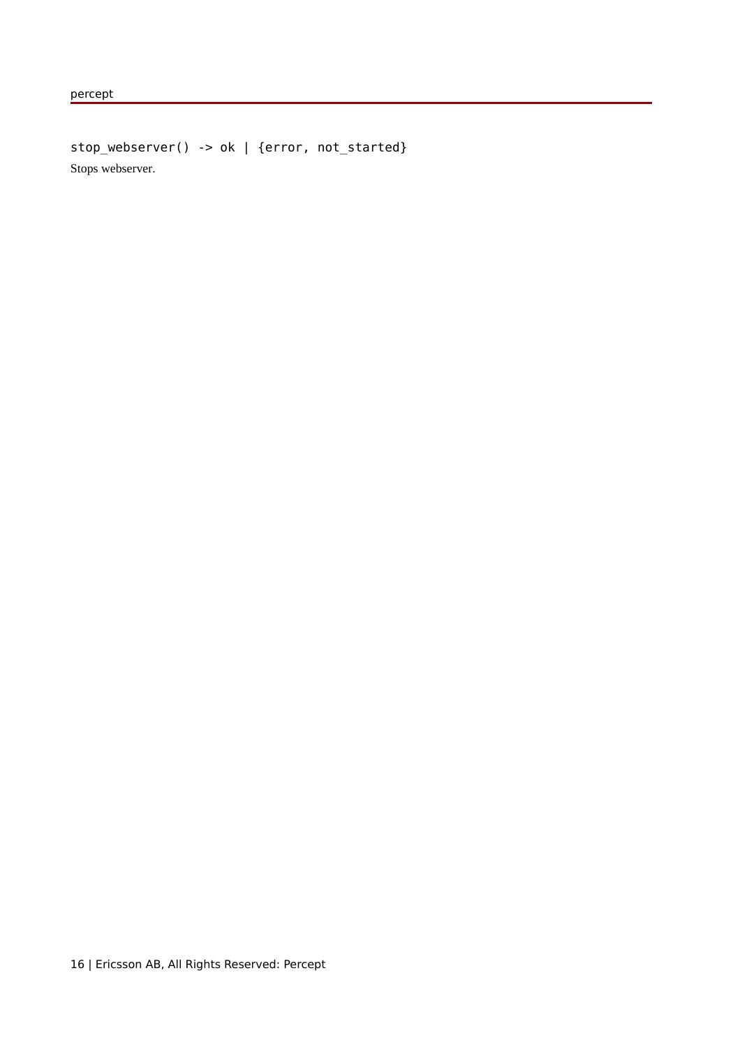```
stop_webserver() -> ok | {error, not_started}
```

Stops webserver.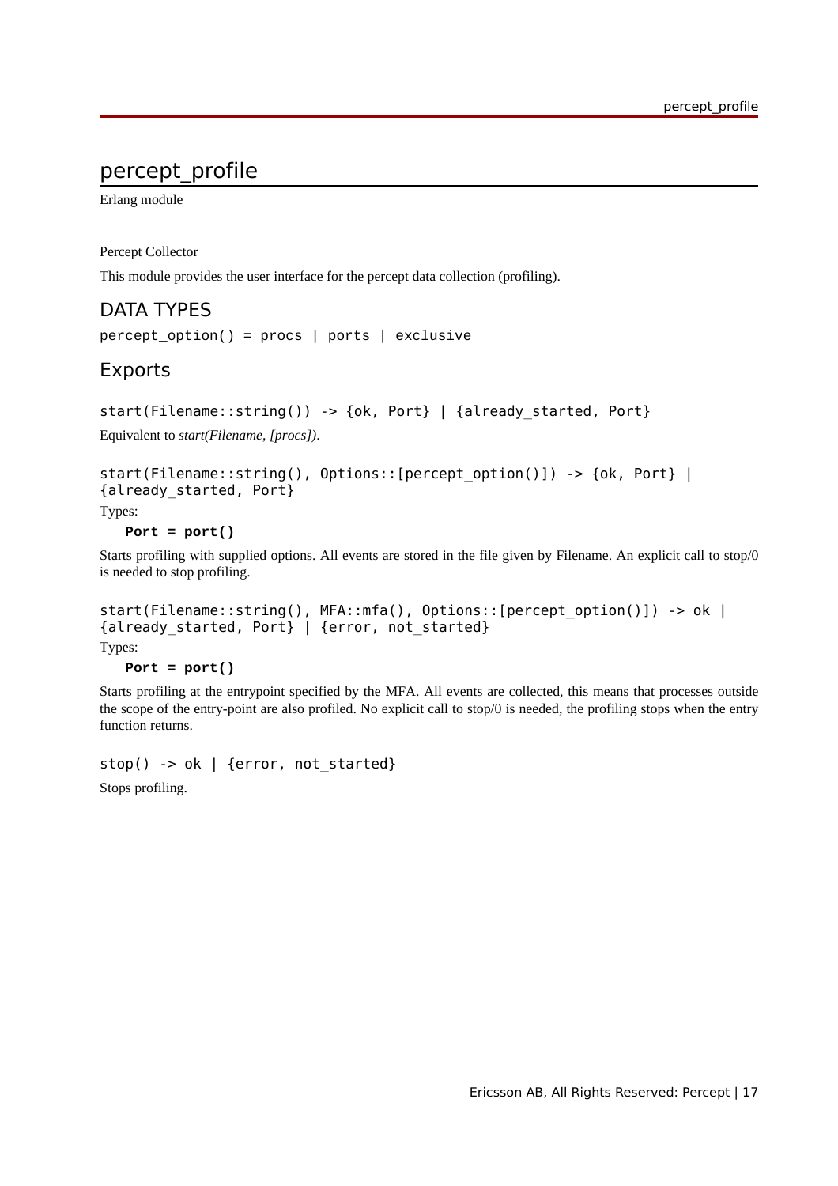# percept_profile

Erlang module

Percept Collector

This module provides the user interface for the percept data collection (profiling).

## DATA TYPES

```
percept_option() = procs | ports | exclusive
```

## Exports

```
start(Filename::string()) -> {ok, Port} | {already_started, Port}
```

Equivalent to *start(Filename, [procs])*.

```
start(Filename::string(), Options::[percept_option()]) -> {ok, Port} |
{already_started, Port}
```

Types:

**Port = port()**

Starts profiling with supplied options. All events are stored in the file given by Filename. An explicit call to stop/0 is needed to stop profiling.

```
start(Filename::string(), MFA::mfa(), Options::[percept_option()]) -> ok |
{already_started, Port} | {error, not_started}
```

Types:

**Port = port()**

Starts profiling at the entrypoint specified by the MFA. All events are collected, this means that processes outside the scope of the entry-point are also profiled. No explicit call to stop/0 is needed, the profiling stops when the entry function returns.

```
stop() -> ok | {error, not_started}
```

Stops profiling.